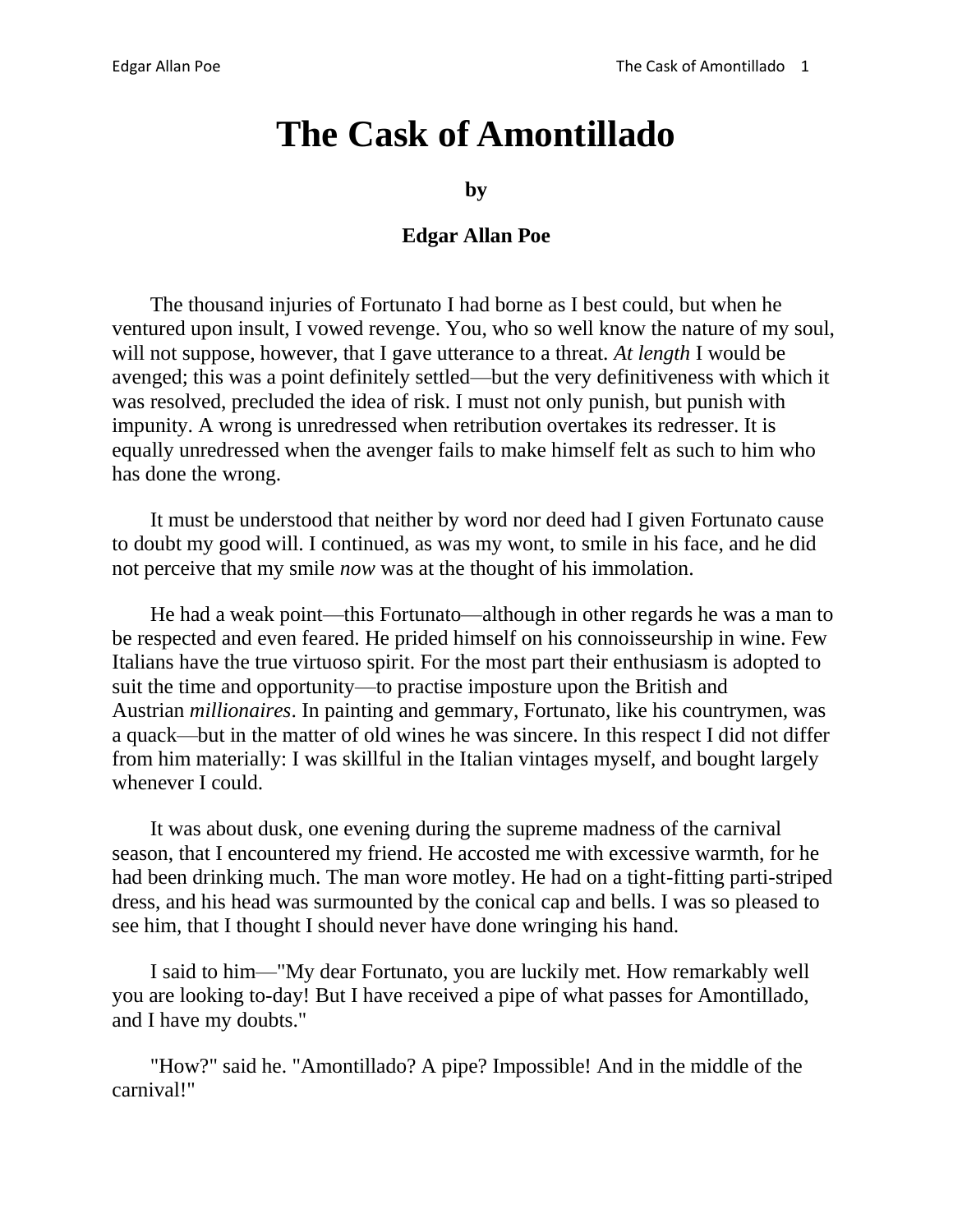# The Cask of Amontillado

**by**

**Edgar Allan Poe**

The thousand injuries of Fortunato I had borne as I best could, but when he ventured upon insult, I vowed revenge. You, who so well know the nature of my soul, will not suppose, however, that I gave utterance to a threat. *At length* I would be avenged; this was a point definitely settled—but the very definitiveness with which it was resolved, precluded the idea of risk. I must not only punish, but punish with impunity. A wrong is unredressed when retribution overtakes its redresser. It is equally unredressed when the avenger fails to make himself felt as such to him who has done the wrong.

It must be understood that neither by word nor deed had I given Fortunato cause to doubt my good will. I continued, as was my wont, to smile in his face, and he did not perceive that my smile *now* was at the thought of his immolation.

He had a weak point—this Fortunato—although in other regards he was a man to be respected and even feared. He prided himself on his connoisseurship in wine. Few Italians have the true virtuoso spirit. For the most part their enthusiasm is adopted to suit the time and opportunity—to practise imposture upon the British and Austrian *millionaires*. In painting and gemmary, Fortunato, like his countrymen, was a quack—but in the matter of old wines he was sincere. In this respect I did not differ from him materially: I was skillful in the Italian vintages myself, and bought largely whenever I could.

It was about dusk, one evening during the supreme madness of the carnival season, that I encountered my friend. He accosted me with excessive warmth, for he had been drinking much. The man wore motley. He had on a tight-fitting parti-striped dress, and his head was surmounted by the conical cap and bells. I was so pleased to see him, that I thought I should never have done wringing his hand.

I said to him—"My dear Fortunato, you are luckily met. How remarkably well you are looking to-day! But I have received a pipe of what passes for Amontillado, and I have my doubts."

"How?" said he. "Amontillado? A pipe? Impossible! And in the middle of the carnival!"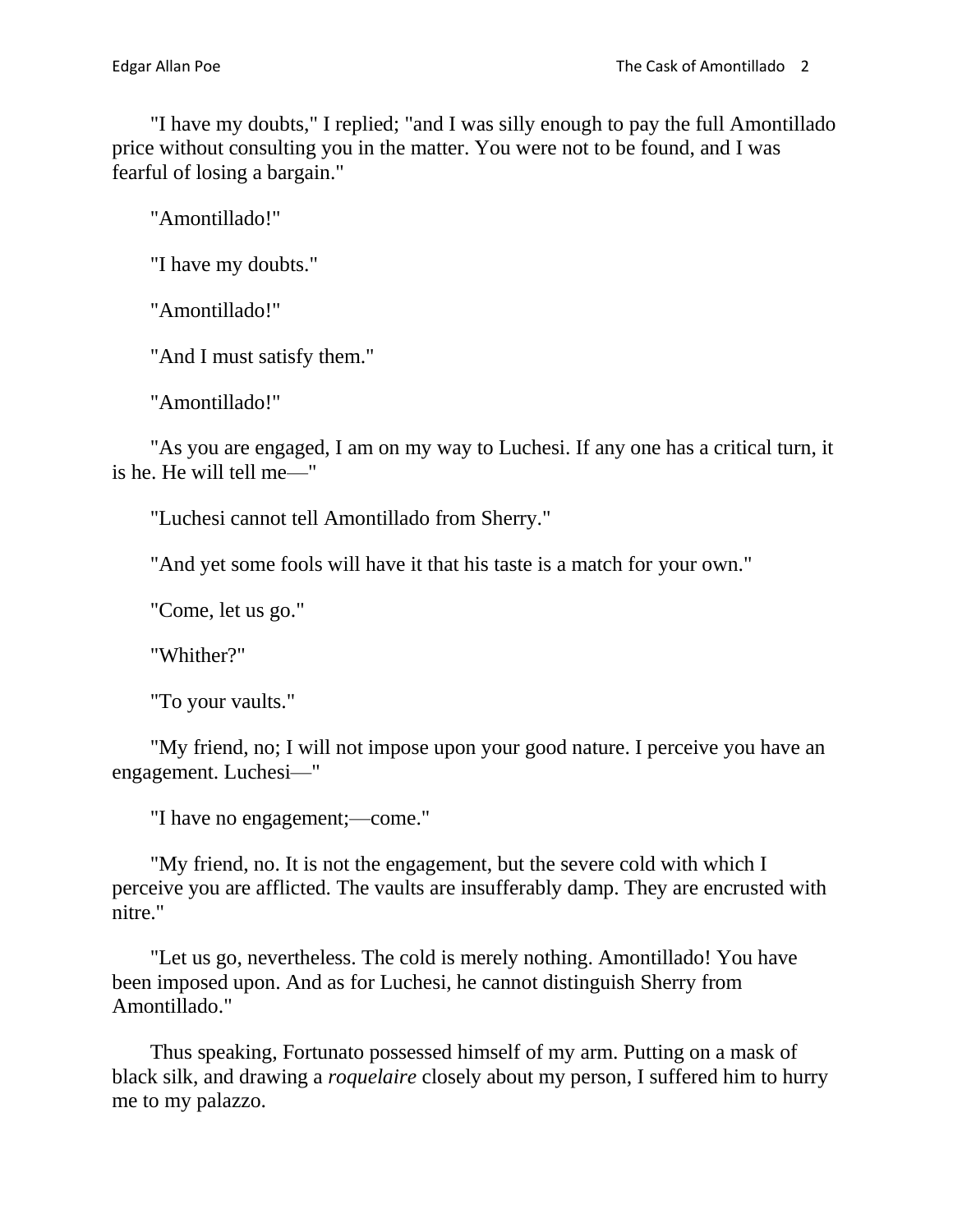"I have my doubts," I replied; "and I was silly enough to pay the full Amontillado price without consulting you in the matter. You were not to be found, and I was fearful of losing a bargain."

"Amontillado!"

"I have my doubts."

"Amontillado!"

"And I must satisfy them."

"Amontillado!"

"As you are engaged, I am on my way to Luchesi. If any one has a critical turn, it is he. He will tell me—"

"Luchesi cannot tell Amontillado from Sherry."

"And yet some fools will have it that his taste is a match for your own."

"Come, let us go."

"Whither?"

"To your vaults."

"My friend, no; I will not impose upon your good nature. I perceive you have an engagement. Luchesi—"

"I have no engagement;—come."

"My friend, no. It is not the engagement, but the severe cold with which I perceive you are afflicted. The vaults are insufferably damp. They are encrusted with nitre."

"Let us go, nevertheless. The cold is merely nothing. Amontillado! You have been imposed upon. And as for Luchesi, he cannot distinguish Sherry from Amontillado."

Thus speaking, Fortunato possessed himself of my arm. Putting on a mask of black silk, and drawing a *roquelaire* closely about my person, I suffered him to hurry me to my palazzo.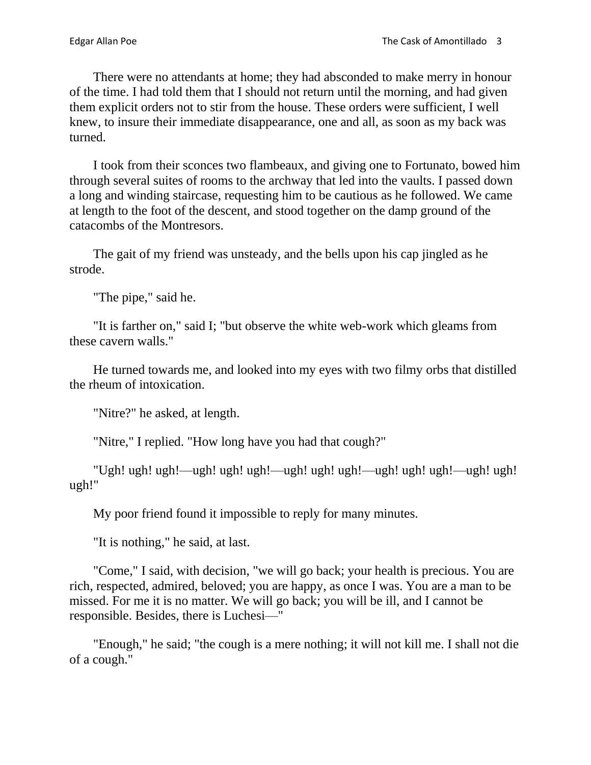There were no attendants at home; they had absconded to make merry in honour of the time. I had told them that I should not return until the morning, and had given them explicit orders not to stir from the house. These orders were sufficient, I well knew, to insure their immediate disappearance, one and all, as soon as my back was turned.

I took from their sconces two flambeaux, and giving one to Fortunato, bowed him through several suites of rooms to the archway that led into the vaults. I passed down a long and winding staircase, requesting him to be cautious as he followed. We came at length to the foot of the descent, and stood together on the damp ground of the catacombs of the Montresors.

The gait of my friend was unsteady, and the bells upon his cap jingled as he strode.

"The pipe," said he.

"It is farther on," said I; "but observe the white web-work which gleams from these cavern walls."

He turned towards me, and looked into my eyes with two filmy orbs that distilled the rheum of intoxication.

"Nitre?" he asked, at length.

"Nitre," I replied. "How long have you had that cough?"

"Ugh! ugh! ugh!—ugh! ugh! ugh!—ugh! ugh! ugh!—ugh! ugh! ugh!—ugh! ugh! ugh!"

My poor friend found it impossible to reply for many minutes.

"It is nothing," he said, at last.

"Come," I said, with decision, "we will go back; your health is precious. You are rich, respected, admired, beloved; you are happy, as once I was. You are a man to be missed. For me it is no matter. We will go back; you will be ill, and I cannot be responsible. Besides, there is Luchesi—"

"Enough," he said; "the cough is a mere nothing; it will not kill me. I shall not die of a cough."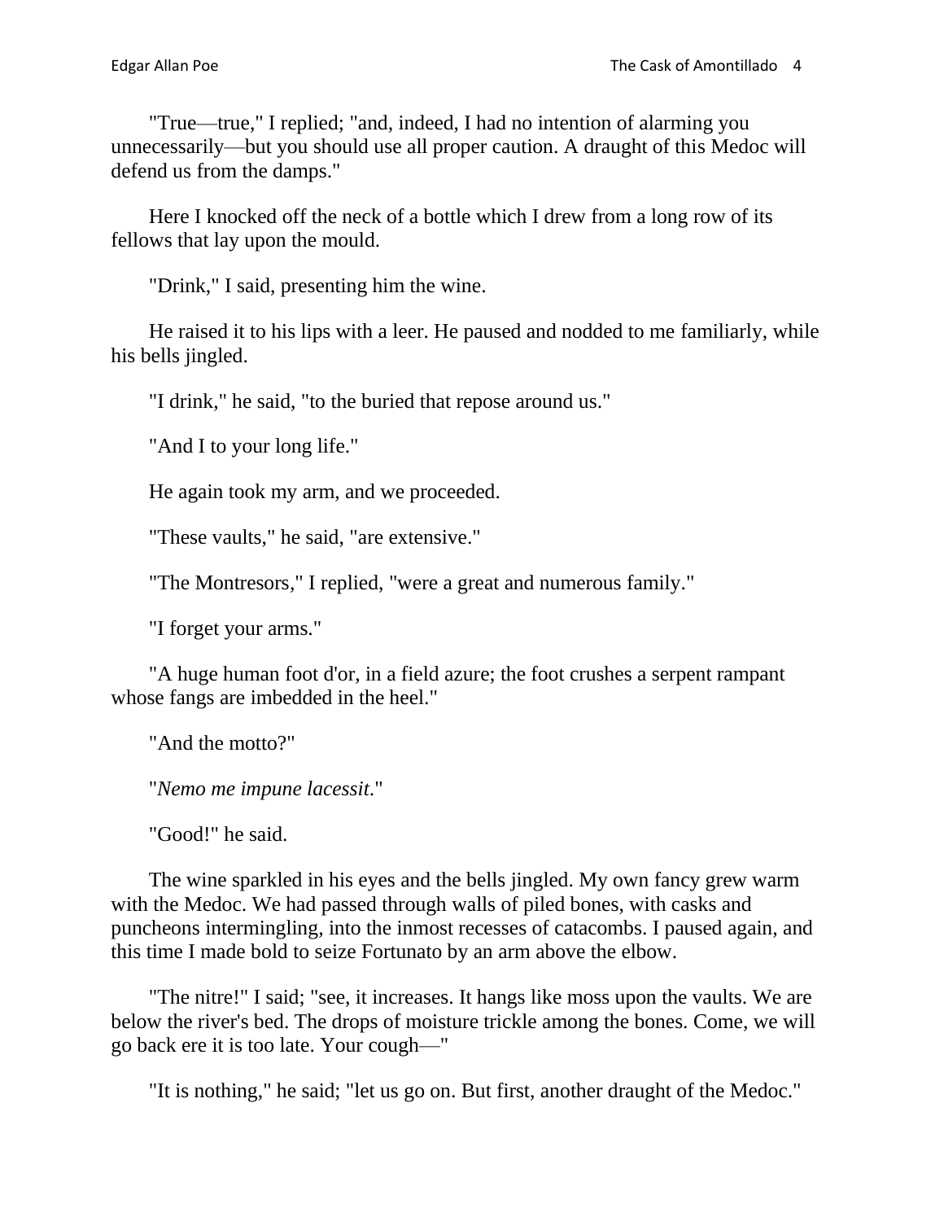"True—true," I replied; "and, indeed, I had no intention of alarming you unnecessarily—but you should use all proper caution. A draught of this Medoc will defend us from the damps."

Here I knocked off the neck of a bottle which I drew from a long row of its fellows that lay upon the mould.

"Drink," I said, presenting him the wine.

He raised it to his lips with a leer. He paused and nodded to me familiarly, while his bells jingled.

"I drink," he said, "to the buried that repose around us."

"And I to your long life."

He again took my arm, and we proceeded.

"These vaults," he said, "are extensive."

"The Montresors," I replied, "were a great and numerous family."

"I forget your arms."

"A huge human foot d'or, in a field azure; the foot crushes a serpent rampant whose fangs are imbedded in the heel."

"And the motto?"

"*Nemo me impune lacessit.*"

"Good!" he said.

The wine sparkled in his eyes and the bells jingled. My own fancy grew warm with the Medoc. We had passed through walls of piled bones, with casks and puncheons intermingling, into the inmost recesses of catacombs. I paused again, and this time I made bold to seize Fortunato by an arm above the elbow.

"The nitre!" I said; "see, it increases. It hangs like moss upon the vaults. We are below the river's bed. The drops of moisture trickle among the bones. Come, we will go back ere it is too late. Your cough—"

"It is nothing," he said; "let us go on. But first, another draught of the Medoc."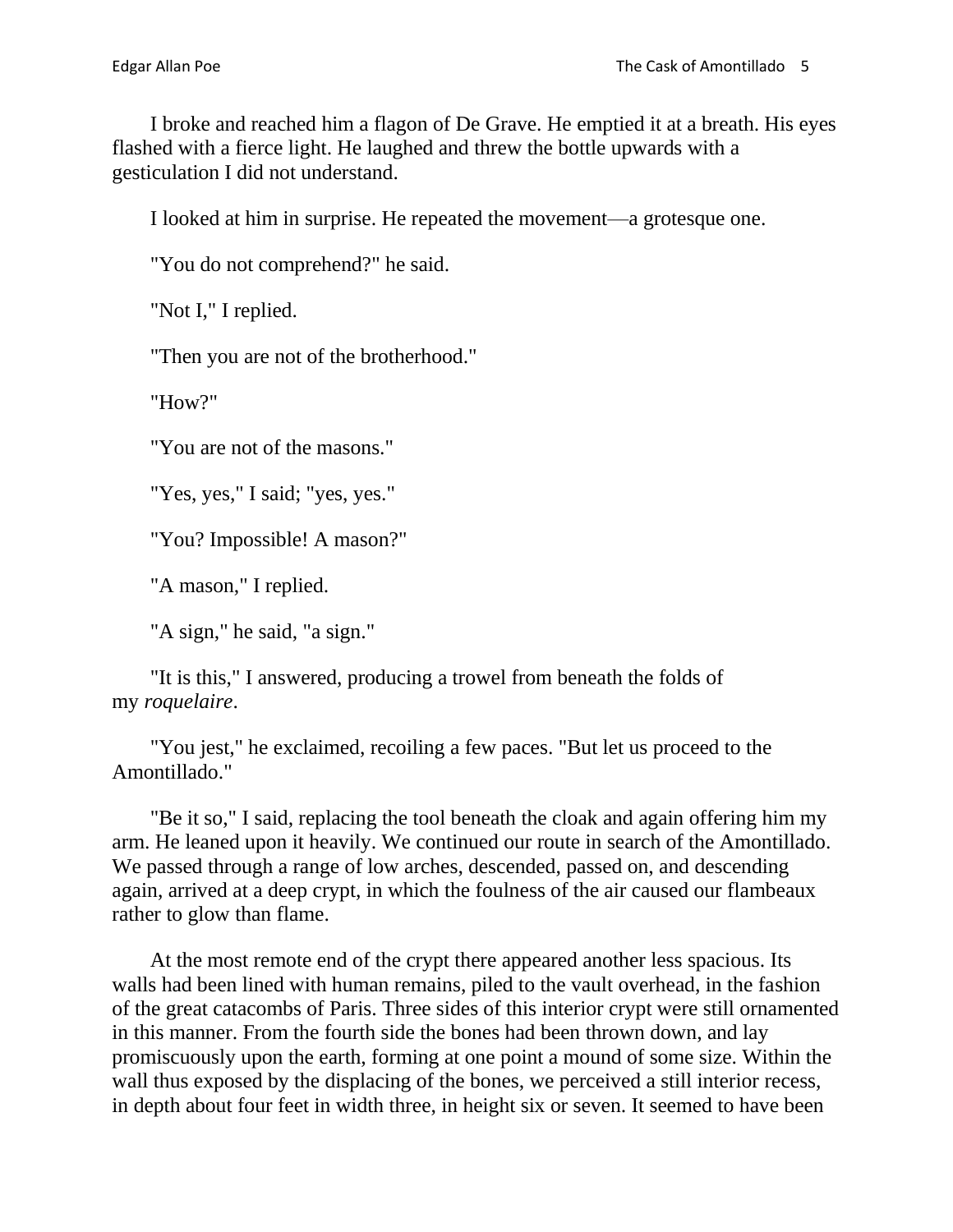I broke and reached him a flagon of De Grave. He emptied it at a breath. His eyes flashed with a fierce light. He laughed and threw the bottle upwards with a gesticulation I did not understand.

I looked at him in surprise. He repeated the movement—a grotesque one.

"You do not comprehend?" he said.

"Not I," I replied.

"Then you are not of the brotherhood."

"How?"

"You are not of the masons."

"Yes, yes," I said; "yes, yes."

"You? Impossible! A mason?"

"A mason," I replied.

"A sign," he said, "a sign."

"It is this," I answered, producing a trowel from beneath the folds of my *roquelaire*.

"You jest," he exclaimed, recoiling a few paces. "But let us proceed to the Amontillado."

"Be it so," I said, replacing the tool beneath the cloak and again offering him my arm. He leaned upon it heavily. We continued our route in search of the Amontillado. We passed through a range of low arches, descended, passed on, and descending again, arrived at a deep crypt, in which the foulness of the air caused our flambeaux rather to glow than flame.

At the most remote end of the crypt there appeared another less spacious. Its walls had been lined with human remains, piled to the vault overhead, in the fashion of the great catacombs of Paris. Three sides of this interior crypt were still ornamented in this manner. From the fourth side the bones had been thrown down, and lay promiscuously upon the earth, forming at one point a mound of some size. Within the wall thus exposed by the displacing of the bones, we perceived a still interior recess, in depth about four feet in width three, in height six or seven. It seemed to have been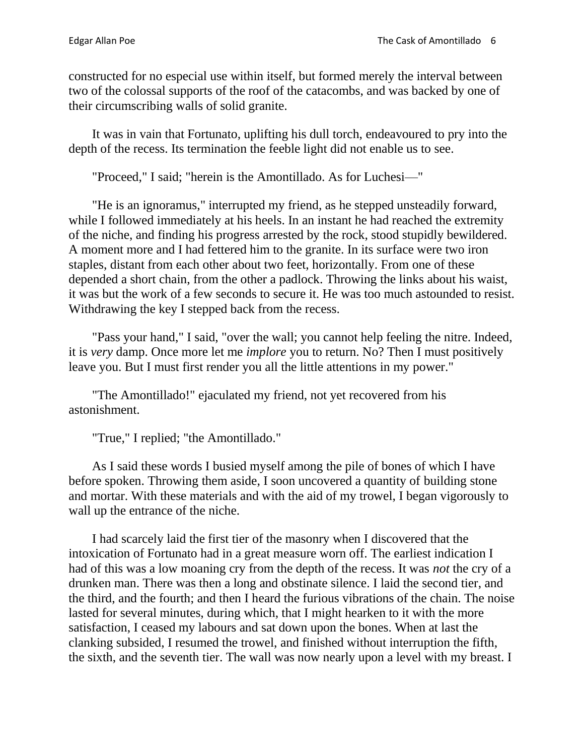constructed for no especial use within itself, but formed merely the interval between two of the colossal supports of the roof of the catacombs, and was backed by one of their circumscribing walls of solid granite.

It was in vain that Fortunato, uplifting his dull torch, endeavoured to pry into the depth of the recess. Its termination the feeble light did not enable us to see.

"Proceed," I said; "herein is the Amontillado. As for Luchesi—"

"He is an ignoramus," interrupted my friend, as he stepped unsteadily forward, while I followed immediately at his heels. In an instant he had reached the extremity of the niche, and finding his progress arrested by the rock, stood stupidly bewildered. A moment more and I had fettered him to the granite. In its surface were two iron staples, distant from each other about two feet, horizontally. From one of these depended a short chain, from the other a padlock. Throwing the links about his waist, it was but the work of a few seconds to secure it. He was too much astounded to resist. Withdrawing the key I stepped back from the recess.

"Pass your hand," I said, "over the wall; you cannot help feeling the nitre. Indeed, it is *very* damp. Once more let me *implore* you to return. No? Then I must positively leave you. But I must first render you all the little attentions in my power."

"The Amontillado!" ejaculated my friend, not yet recovered from his astonishment.

"True," I replied; "the Amontillado."

As I said these words I busied myself among the pile of bones of which I have before spoken. Throwing them aside, I soon uncovered a quantity of building stone and mortar. With these materials and with the aid of my trowel, I began vigorously to wall up the entrance of the niche.

I had scarcely laid the first tier of the masonry when I discovered that the intoxication of Fortunato had in a great measure worn off. The earliest indication I had of this was a low moaning cry from the depth of the recess. It was *not* the cry of a drunken man. There was then a long and obstinate silence. I laid the second tier, and the third, and the fourth; and then I heard the furious vibrations of the chain. The noise lasted for several minutes, during which, that I might hearken to it with the more satisfaction, I ceased my labours and sat down upon the bones. When at last the clanking subsided, I resumed the trowel, and finished without interruption the fifth, the sixth, and the seventh tier. The wall was now nearly upon a level with my breast. I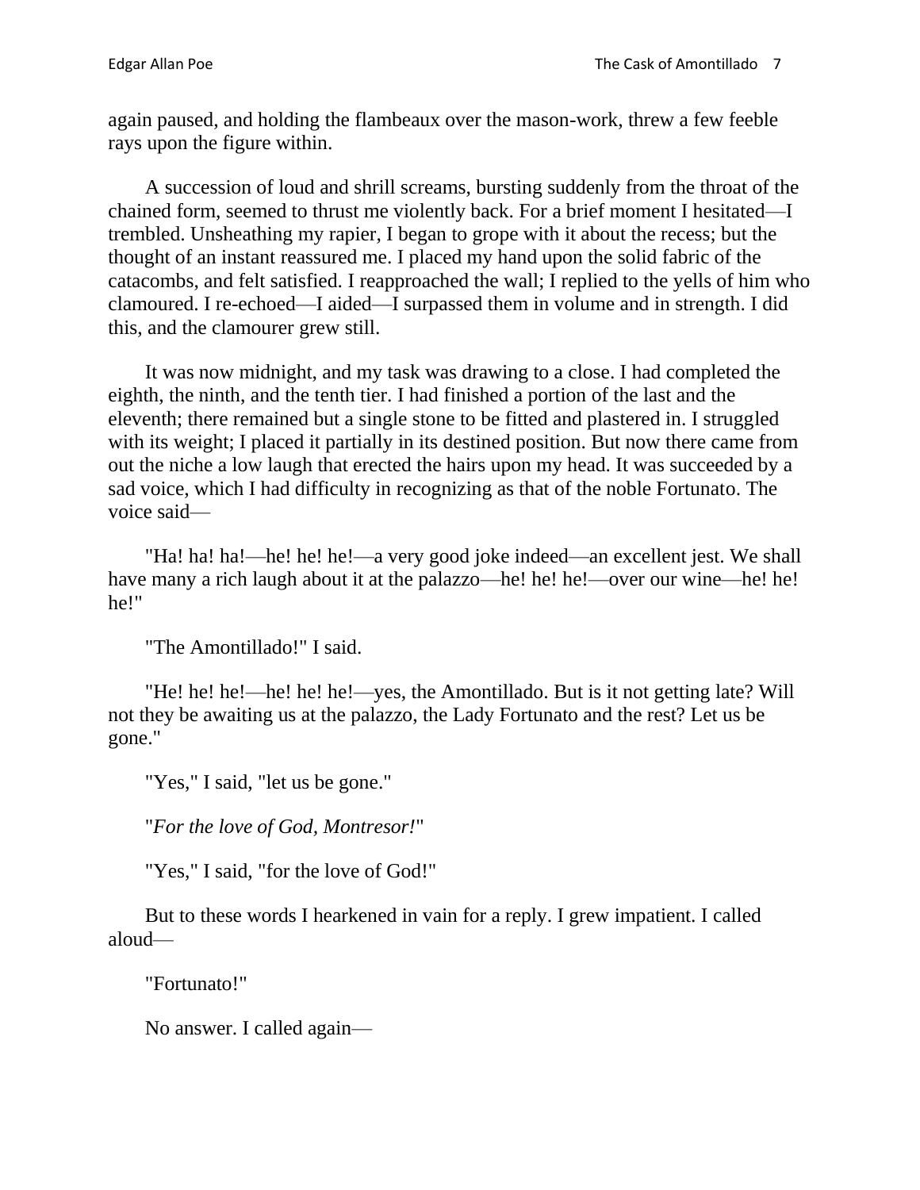again paused, and holding the flambeaux over the mason-work, threw a few feeble rays upon the figure within.

A succession of loud and shrill screams, bursting suddenly from the throat of the chained form, seemed to thrust me violently back. For a brief moment I hesitated—I trembled. Unsheathing my rapier, I began to grope with it about the recess; but the thought of an instant reassured me. I placed my hand upon the solid fabric of the catacombs, and felt satisfied. I reapproached the wall; I replied to the yells of him who clamoured. I re-echoed—I aided—I surpassed them in volume and in strength. I did this, and the clamourer grew still.

It was now midnight, and my task was drawing to a close. I had completed the eighth, the ninth, and the tenth tier. I had finished a portion of the last and the eleventh; there remained but a single stone to be fitted and plastered in. I struggled with its weight; I placed it partially in its destined position. But now there came from out the niche a low laugh that erected the hairs upon my head. It was succeeded by a sad voice, which I had difficulty in recognizing as that of the noble Fortunato. The voice said—

"Ha! ha! ha!—he! he! he!—a very good joke indeed—an excellent jest. We shall have many a rich laugh about it at the palazzo—he! he! he!—over our wine—he! he! he!"

"The Amontillado!" I said.

"He! he! he!—he! he! he!—yes, the Amontillado. But is it not getting late? Will not they be awaiting us at the palazzo, the Lady Fortunato and the rest? Let us be gone."

"Yes," I said, "let us be gone."

"*For the love of God, Montresor!*"

"Yes," I said, "for the love of God!"

But to these words I hearkened in vain for a reply. I grew impatient. I called aloud—

"Fortunato!"

No answer. I called again—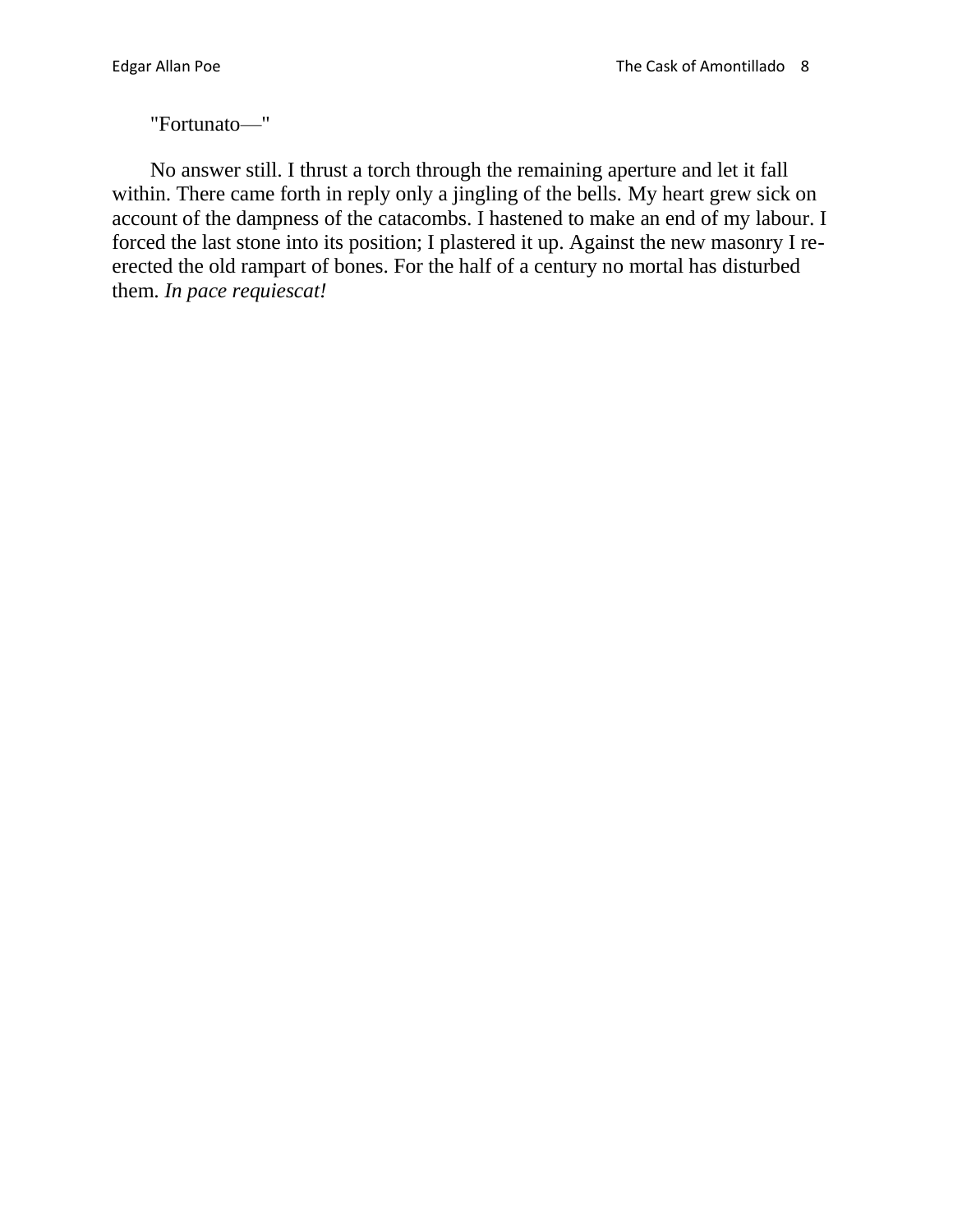"Fortunato—"

No answer still. I thrust a torch through the remaining aperture and let it fall within. There came forth in reply only a jingling of the bells. My heart grew sick on account of the dampness of the catacombs. I hastened to make an end of my labour. I forced the last stone into its position; I plastered it up. Against the new masonry I re-erected the old rampart of bones. For the half of a century no mortal has disturbed them. *In pace requiescat!*